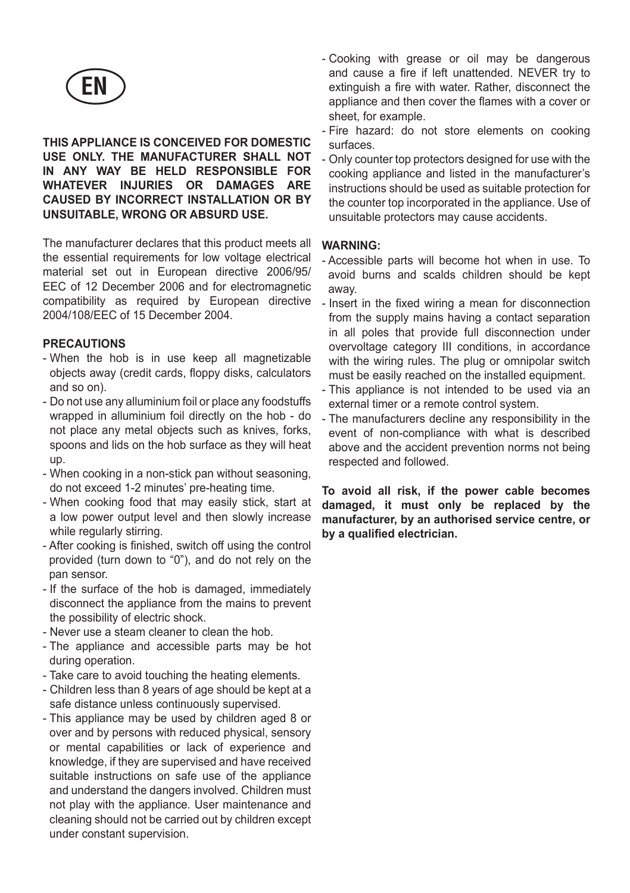# EN

**THIS APPLIANCE IS CONCEIVED FOR DOMESTIC USE ONLY. THE MANUFACTURER SHALL NOT IN ANY WAY BE HELD RESPONSIBLE FOR WHATEVER INJURIES OR DAMAGES ARE CAUSED BY INCORRECT INSTALLATION OR BY UNSUITABLE, WRONG OR ABSURD USE.**

The manufacturer declares that this product meets all the essential requirements for low voltage electrical material set out in European directive 2006/95/ EEC of 12 December 2006 and for electromagnetic compatibility as required by European directive 2004/108/EEC of 15 December 2004.

**PRECAUTIONS**

- When the hob is in use keep all magnetizable objects away (credit cards, floppy disks, calculators and so on).
- Do not use any alluminium foil or place any foodstuffs wrapped in alluminium foil directly on the hob - do not place any metal objects such as knives, forks, spoons and lids on the hob surface as they will heat up.
- When cooking in a non-stick pan without seasoning, do not exceed 1-2 minutes' pre-heating time.
- When cooking food that may easily stick, start at a low power output level and then slowly increase while regularly stirring.
- After cooking is finished, switch off using the control provided (turn down to "0"), and do not rely on the pan sensor.
- If the surface of the hob is damaged, immediately disconnect the appliance from the mains to prevent the possibility of electric shock.
- Never use a steam cleaner to clean the hob.
- The appliance and accessible parts may be hot during operation.
- Take care to avoid touching the heating elements.
- Children less than 8 years of age should be kept at a safe distance unless continuously supervised.
- This appliance may be used by children aged 8 or over and by persons with reduced physical, sensory or mental capabilities or lack of experience and knowledge, if they are supervised and have received suitable instructions on safe use of the appliance and understand the dangers involved. Children must not play with the appliance. User maintenance and cleaning should not be carried out by children except under constant supervision.
- Cooking with grease or oil may be dangerous and cause a fire if left unattended. NEVER try to extinguish a fire with water. Rather, disconnect the appliance and then cover the flames with a cover or sheet, for example.
- Fire hazard: do not store elements on cooking surfaces.
- Only counter top protectors designed for use with the cooking appliance and listed in the manufacturer's instructions should be used as suitable protection for the counter top incorporated in the appliance. Use of unsuitable protectors may cause accidents.

**WARNING:**

- Accessible parts will become hot when in use. To avoid burns and scalds children should be kept away.
- Insert in the fixed wiring a mean for disconnection from the supply mains having a contact separation in all poles that provide full disconnection under overvoltage category III conditions, in accordance with the wiring rules. The plug or omnipolar switch must be easily reached on the installed equipment.
- This appliance is not intended to be used via an external timer or a remote control system.
- The manufacturers decline any responsibility in the event of non-compliance with what is described above and the accident prevention norms not being respected and followed.

**To avoid all risk, if the power cable becomes damaged, it must only be replaced by the manufacturer, by an authorised service centre, or by a qualified electrician.**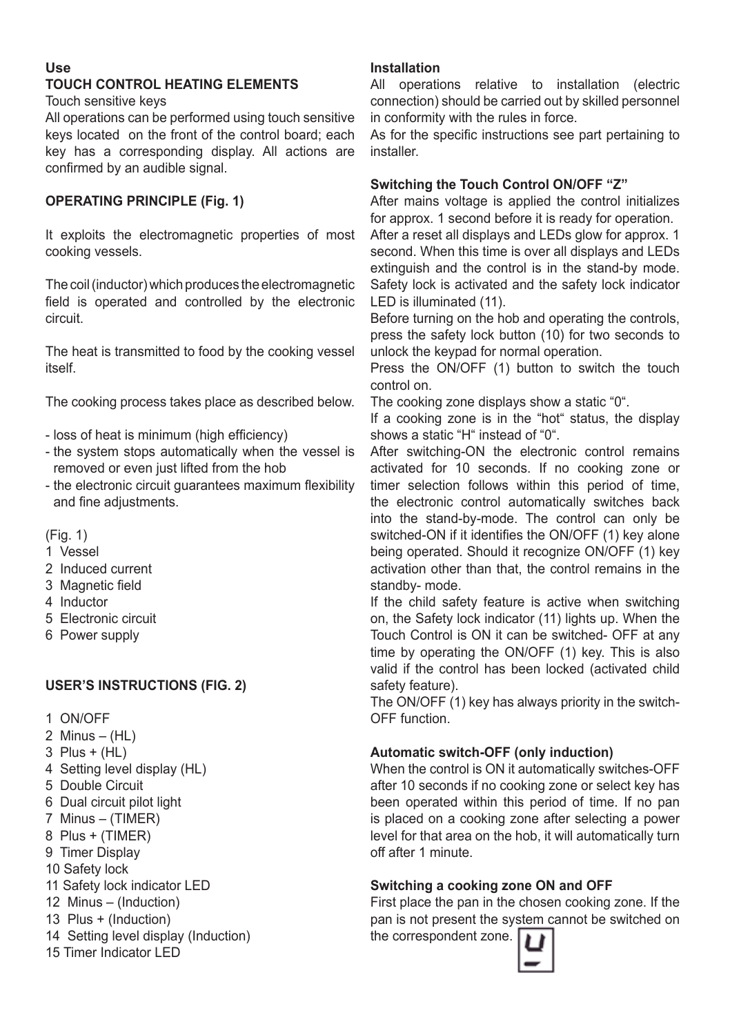**Use**

**TOUCH CONTROL HEATING ELEMENTS**

Touch sensitive keys

All operations can be performed using touch sensitive keys located on the front of the control board; each key has a corresponding display. All actions are confirmed by an audible signal.

**OPERATING PRINCIPLE (Fig. 1)**

It exploits the electromagnetic properties of most cooking vessels.

The coil (inductor) which produces the electromagnetic field is operated and controlled by the electronic circuit.

The heat is transmitted to food by the cooking vessel itself.

The cooking process takes place as described below.

- loss of heat is minimum (high efficiency)
- the system stops automatically when the vessel is removed or even just lifted from the hob
- the electronic circuit guarantees maximum flexibility and fine adjustments.

(Fig. 1)

1 Vessel
2 Induced current
3 Magnetic field
4 Inductor
5 Electronic circuit
6 Power supply

**USER'S INSTRUCTIONS (FIG. 2)**

1 ON/OFF
2 Minus – (HL)
3 Plus + (HL)
4 Setting level display (HL)
5 Double Circuit
6 Dual circuit pilot light
7 Minus – (TIMER)
8 Plus + (TIMER)
9 Timer Display
10 Safety lock
11 Safety lock indicator LED
12 Minus – (Induction)
13 Plus + (Induction)
14 Setting level display (Induction)
15 Timer Indicator LED

**Installation**

All operations relative to installation (electric connection) should be carried out by skilled personnel in conformity with the rules in force.

As for the specific instructions see part pertaining to installer.

**Switching the Touch Control ON/OFF "Z"**

After mains voltage is applied the control initializes for approx. 1 second before it is ready for operation.

After a reset all displays and LEDs glow for approx. 1 second. When this time is over all displays and LEDs extinguish and the control is in the stand-by mode. Safety lock is activated and the safety lock indicator LED is illuminated (11).

Before turning on the hob and operating the controls, press the safety lock button (10) for two seconds to unlock the keypad for normal operation.

Press the ON/OFF (1) button to switch the touch control on.

The cooking zone displays show a static "0".

If a cooking zone is in the "hot" status, the display shows a static "H" instead of "0".

After switching-ON the electronic control remains activated for 10 seconds. If no cooking zone or timer selection follows within this period of time, the electronic control automatically switches back into the stand-by-mode. The control can only be switched-ON if it identifies the ON/OFF (1) key alone being operated. Should it recognize ON/OFF (1) key activation other than that, the control remains in the standby- mode.

If the child safety feature is active when switching on, the Safety lock indicator (11) lights up. When the Touch Control is ON it can be switched- OFF at any time by operating the ON/OFF (1) key. This is also valid if the control has been locked (activated child safety feature).

The ON/OFF (1) key has always priority in the switch-OFF function.

**Automatic switch-OFF (only induction)**

When the control is ON it automatically switches-OFF after 10 seconds if no cooking zone or select key has been operated within this period of time. If no pan is placed on a cooking zone after selecting a power level for that area on the hob, it will automatically turn off after 1 minute.

**Switching a cooking zone ON and OFF**

First place the pan in the chosen cooking zone. If the pan is not present the system cannot be switched on the correspondent zone.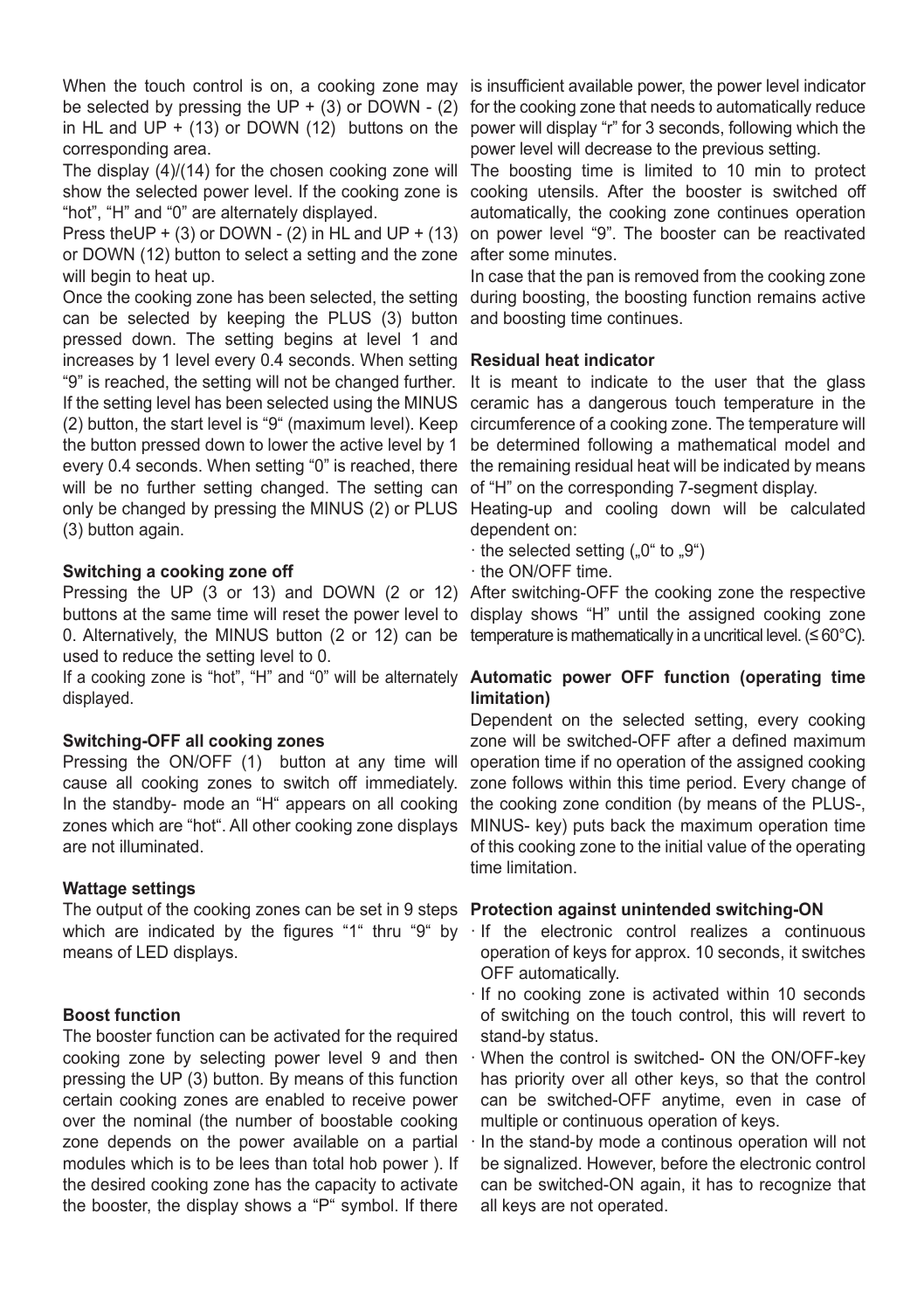When the touch control is on, a cooking zone may be selected by pressing the UP + (3) or DOWN - (2) in HL and UP + (13) or DOWN (12) buttons on the corresponding area.

The display (4)/(14) for the chosen cooking zone will show the selected power level. If the cooking zone is "hot", "H" and "0" are alternately displayed.

Press theUP + (3) or DOWN - (2) in HL and UP + (13) or DOWN (12) button to select a setting and the zone will begin to heat up.

Once the cooking zone has been selected, the setting can be selected by keeping the PLUS (3) button pressed down. The setting begins at level 1 and increases by 1 level every 0.4 seconds. When setting "9" is reached, the setting will not be changed further. If the setting level has been selected using the MINUS (2) button, the start level is "9" (maximum level). Keep the button pressed down to lower the active level by 1 every 0.4 seconds. When setting "0" is reached, there will be no further setting changed. The setting can only be changed by pressing the MINUS (2) or PLUS (3) button again.

**Switching a cooking zone off**

Pressing the UP (3 or 13) and DOWN (2 or 12) buttons at the same time will reset the power level to 0. Alternatively, the MINUS button (2 or 12) can be used to reduce the setting level to 0.

If a cooking zone is "hot", "H" and "0" will be alternately displayed.

**Switching-OFF all cooking zones**

Pressing the ON/OFF (1) button at any time will cause all cooking zones to switch off immediately. In the standby- mode an "H" appears on all cooking zones which are "hot". All other cooking zone displays are not illuminated.

**Wattage settings**

The output of the cooking zones can be set in 9 steps which are indicated by the figures "1" thru "9" by means of LED displays.

**Boost function**

The booster function can be activated for the required cooking zone by selecting power level 9 and then pressing the UP (3) button. By means of this function certain cooking zones are enabled to receive power over the nominal (the number of boostable cooking zone depends on the power available on a partial modules which is to be lees than total hob power ). If the desired cooking zone has the capacity to activate the booster, the display shows a "P" symbol. If there is insufficient available power, the power level indicator for the cooking zone that needs to automatically reduce power will display "r" for 3 seconds, following which the power level will decrease to the previous setting.

The boosting time is limited to 10 min to protect cooking utensils. After the booster is switched off automatically, the cooking zone continues operation on power level "9". The booster can be reactivated after some minutes.

In case that the pan is removed from the cooking zone during boosting, the boosting function remains active and boosting time continues.

**Residual heat indicator**

It is meant to indicate to the user that the glass ceramic has a dangerous touch temperature in the circumference of a cooking zone. The temperature will be determined following a mathematical model and the remaining residual heat will be indicated by means of "H" on the corresponding 7-segment display.

Heating-up and cooling down will be calculated dependent on:

- the selected setting („0" to „9")
- the ON/OFF time.

After switching-OFF the cooking zone the respective display shows "H" until the assigned cooking zone temperature is mathematically in a uncritical level. (≤ 60°C).

**Automatic power OFF function (operating time limitation)**

Dependent on the selected setting, every cooking zone will be switched-OFF after a defined maximum operation time if no operation of the assigned cooking zone follows within this time period. Every change of the cooking zone condition (by means of the PLUS-, MINUS- key) puts back the maximum operation time of this cooking zone to the initial value of the operating time limitation.

**Protection against unintended switching-ON**

- If the electronic control realizes a continuous operation of keys for approx. 10 seconds, it switches OFF automatically.
- If no cooking zone is activated within 10 seconds of switching on the touch control, this will revert to stand-by status.
- When the control is switched- ON the ON/OFF-key has priority over all other keys, so that the control can be switched-OFF anytime, even in case of multiple or continuous operation of keys.
- In the stand-by mode a continous operation will not be signalized. However, before the electronic control can be switched-ON again, it has to recognize that all keys are not operated.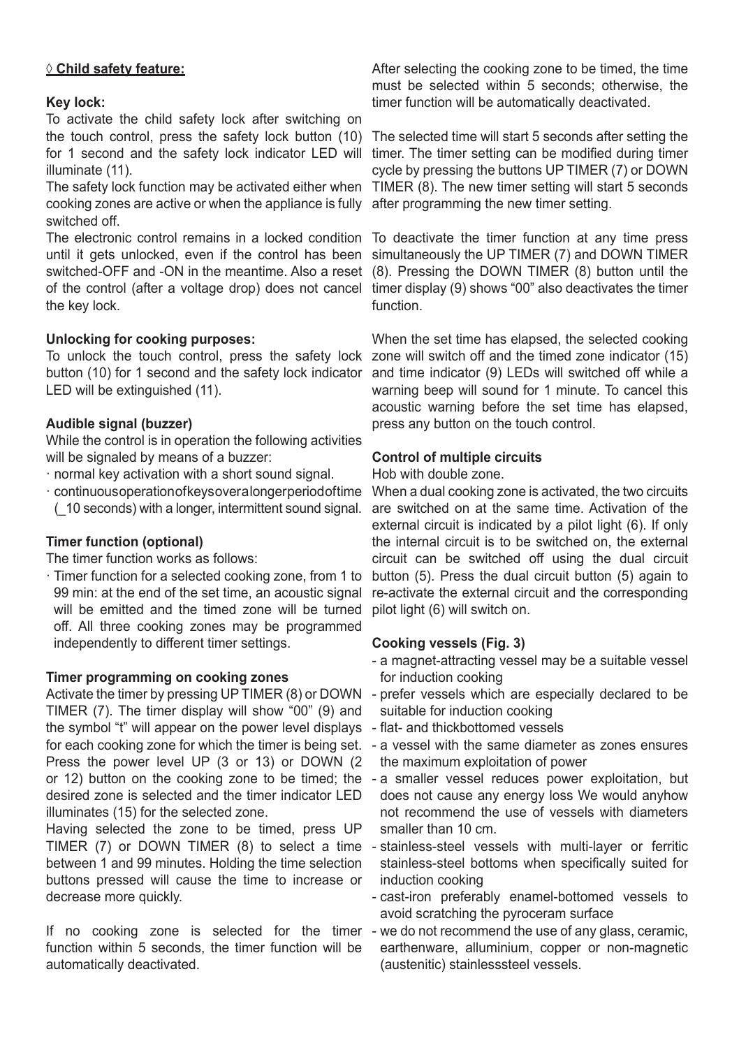## ◊ Child safety feature:

### Key lock:

To activate the child safety lock after switching on the touch control, press the safety lock button (10) for 1 second and the safety lock indicator LED will illuminate (11).

The safety lock function may be activated either when cooking zones are active or when the appliance is fully switched off.

The electronic control remains in a locked condition until it gets unlocked, even if the control has been switched-OFF and -ON in the meantime. Also a reset of the control (after a voltage drop) does not cancel the key lock.

### Unlocking for cooking purposes:

To unlock the touch control, press the safety lock button (10) for 1 second and the safety lock indicator LED will be extinguished (11).

### Audible signal (buzzer)

While the control is in operation the following activities will be signaled by means of a buzzer:

- normal key activation with a short sound signal.
- continuousoperationofkeysoveralongerperiodoftime (_10 seconds) with a longer, intermittent sound signal.

### Timer function (optional)

The timer function works as follows:

- Timer function for a selected cooking zone, from 1 to 99 min: at the end of the set time, an acoustic signal will be emitted and the timed zone will be turned off. All three cooking zones may be programmed independently to different timer settings.

### Timer programming on cooking zones

Activate the timer by pressing UP TIMER (8) or DOWN TIMER (7). The timer display will show "00" (9) and the symbol "t" will appear on the power level displays for each cooking zone for which the timer is being set. Press the power level UP (3 or 13) or DOWN (2 or 12) button on the cooking zone to be timed; the desired zone is selected and the timer indicator LED illuminates (15) for the selected zone.

Having selected the zone to be timed, press UP TIMER (7) or DOWN TIMER (8) to select a time between 1 and 99 minutes. Holding the time selection buttons pressed will cause the time to increase or decrease more quickly.

If no cooking zone is selected for the timer function within 5 seconds, the timer function will be automatically deactivated.

After selecting the cooking zone to be timed, the time must be selected within 5 seconds; otherwise, the timer function will be automatically deactivated.

The selected time will start 5 seconds after setting the timer. The timer setting can be modified during timer cycle by pressing the buttons UP TIMER (7) or DOWN TIMER (8). The new timer setting will start 5 seconds after programming the new timer setting.

To deactivate the timer function at any time press simultaneously the UP TIMER (7) and DOWN TIMER (8). Pressing the DOWN TIMER (8) button until the timer display (9) shows "00" also deactivates the timer function.

When the set time has elapsed, the selected cooking zone will switch off and the timed zone indicator (15) and time indicator (9) LEDs will switched off while a warning beep will sound for 1 minute. To cancel this acoustic warning before the set time has elapsed, press any button on the touch control.

### Control of multiple circuits

Hob with double zone.

When a dual cooking zone is activated, the two circuits are switched on at the same time. Activation of the external circuit is indicated by a pilot light (6). If only the internal circuit is to be switched on, the external circuit can be switched off using the dual circuit button (5). Press the dual circuit button (5) again to re-activate the external circuit and the corresponding pilot light (6) will switch on.

### Cooking vessels (Fig. 3)

- a magnet-attracting vessel may be a suitable vessel for induction cooking
- prefer vessels which are especially declared to be suitable for induction cooking
- flat- and thickbottomed vessels
- a vessel with the same diameter as zones ensures the maximum exploitation of power
- a smaller vessel reduces power exploitation, but does not cause any energy loss We would anyhow not recommend the use of vessels with diameters smaller than 10 cm.
- stainless-steel vessels with multi-layer or ferritic stainless-steel bottoms when specifically suited for induction cooking
- cast-iron preferably enamel-bottomed vessels to avoid scratching the pyroceram surface
- we do not recommend the use of any glass, ceramic, earthenware, alluminium, copper or non-magnetic (austenitic) stainlesssteel vessels.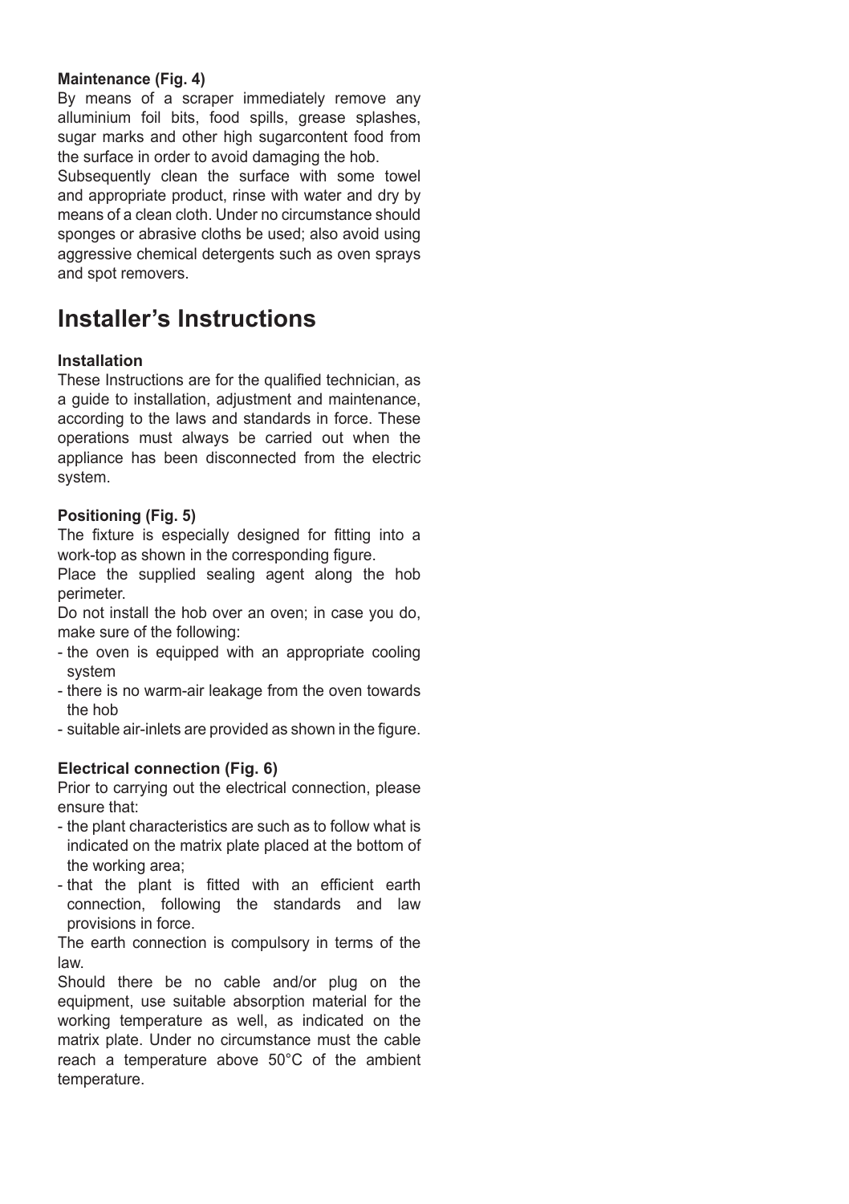**Maintenance (Fig. 4)**

By means of a scraper immediately remove any alluminium foil bits, food spills, grease splashes, sugar marks and other high sugarcontent food from the surface in order to avoid damaging the hob.

Subsequently clean the surface with some towel and appropriate product, rinse with water and dry by means of a clean cloth. Under no circumstance should sponges or abrasive cloths be used; also avoid using aggressive chemical detergents such as oven sprays and spot removers.

# Installer's Instructions

**Installation**

These Instructions are for the qualified technician, as a guide to installation, adjustment and maintenance, according to the laws and standards in force. These operations must always be carried out when the appliance has been disconnected from the electric system.

**Positioning (Fig. 5)**

The fixture is especially designed for fitting into a work-top as shown in the corresponding figure.

Place the supplied sealing agent along the hob perimeter.

Do not install the hob over an oven; in case you do, make sure of the following:

- the oven is equipped with an appropriate cooling system
- there is no warm-air leakage from the oven towards the hob
- suitable air-inlets are provided as shown in the figure.

**Electrical connection (Fig. 6)**

Prior to carrying out the electrical connection, please ensure that:

- the plant characteristics are such as to follow what is indicated on the matrix plate placed at the bottom of the working area;
- that the plant is fitted with an efficient earth connection, following the standards and law provisions in force.

The earth connection is compulsory in terms of the law.

Should there be no cable and/or plug on the equipment, use suitable absorption material for the working temperature as well, as indicated on the matrix plate. Under no circumstance must the cable reach a temperature above 50°C of the ambient temperature.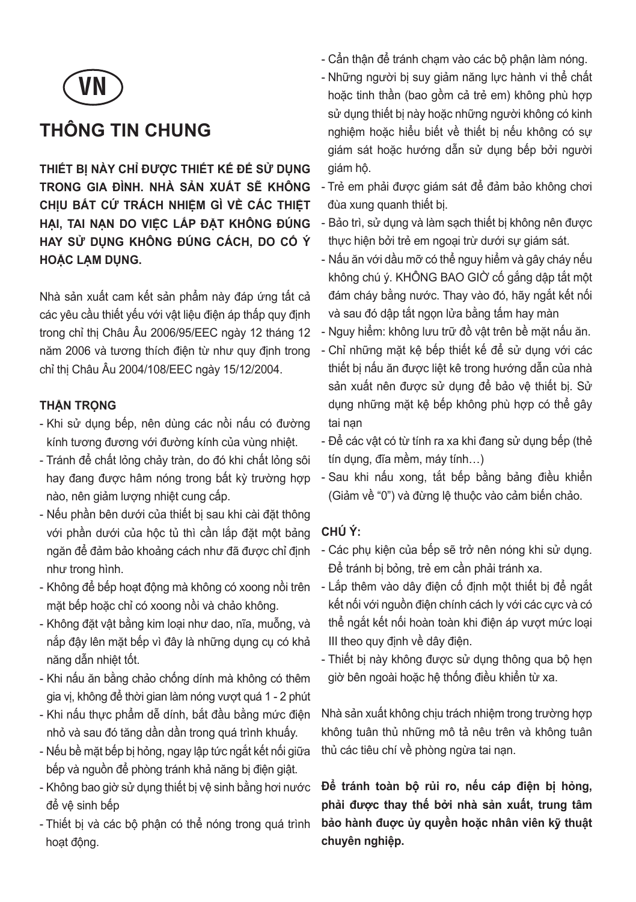VN

# THÔNG TIN CHUNG

**THIẾT BỊ NÀY CHỈ ĐƯỢC THIẾT KẾ ĐỂ SỬ DỤNG TRONG GIA ĐÌNH. NHÀ SẢN XUẤT SẼ KHÔNG CHỊU BẤT CỨ TRÁCH NHIỆM GÌ VỀ CÁC THIỆT HẠI, TAI NẠN DO VIỆC LẮP ĐẶT KHÔNG ĐÚNG HAY SỬ DỤNG KHÔNG ĐÚNG CÁCH, DO CỐ Ý HOẶC LẠM DỤNG.**

Nhà sản xuất cam kết sản phẩm này đáp ứng tất cả các yêu cầu thiết yếu với vật liệu điện áp thấp quy định trong chỉ thị Châu Âu 2006/95/EEC ngày 12 tháng 12 năm 2006 và tương thích điện từ như quy định trong chỉ thị Châu Âu 2004/108/EEC ngày 15/12/2004.

### THẬN TRỌNG

- Khi sử dụng bếp, nên dùng các nồi nấu có đường kính tương đương với đường kính của vùng nhiệt.
- Tránh để chất lỏng chảy tràn, do đó khi chất lỏng sôi hay đang được hâm nóng trong bất kỳ trường hợp nào, nên giảm lượng nhiệt cung cấp.
- Nếu phần bên dưới của thiết bị sau khi cài đặt thông với phần dưới của hộc tủ thì cần lắp đặt một bảng ngăn để đảm bảo khoảng cách như đã được chỉ định như trong hình.
- Không để bếp hoạt động mà không có xoong nồi trên mặt bếp hoặc chỉ có xoong nồi và chảo không.
- Không đặt vật bằng kim loại như dao, nĩa, muỗng, và nắp đậy lên mặt bếp vì đây là những dụng cụ có khả năng dẫn nhiệt tốt.
- Khi nấu ăn bằng chảo chống dính mà không có thêm gia vị, không để thời gian làm nóng vượt quá 1 - 2 phút
- Khi nấu thực phẩm dễ dính, bắt đầu bằng mức điện nhỏ và sau đó tăng dần dần trong quá trình khuấy.
- Nếu bề mặt bếp bị hỏng, ngay lập tức ngắt kết nối giữa bếp và nguồn để phòng tránh khả năng bị điện giật.
- Không bao giờ sử dụng thiết bị vệ sinh bằng hơi nước để vệ sinh bếp
- Thiết bị và các bộ phận có thể nóng trong quá trình hoạt động.
- Cẩn thận để tránh chạm vào các bộ phận làm nóng.
- Những người bị suy giảm năng lực hành vi thể chất hoặc tinh thần (bao gồm cả trẻ em) không phù hợp sử dụng thiết bị này hoặc những người không có kinh nghiệm hoặc hiểu biết về thiết bị nếu không có sự giám sát hoặc hướng dẫn sử dụng bếp bởi người giám hộ.
- Trẻ em phải được giám sát để đảm bảo không chơi đùa xung quanh thiết bị.
- Bảo trì, sử dụng và làm sạch thiết bị không nên được thực hiện bởi trẻ em ngoại trừ dưới sự giám sát.
- Nấu ăn với dầu mỡ có thể nguy hiểm và gây cháy nếu không chú ý. KHÔNG BAO GIỜ cố gắng dập tắt một đám cháy bằng nước. Thay vào đó, hãy ngắt kết nối và sau đó dập tắt ngọn lửa bằng tấm hay màn
- Nguy hiểm: không lưu trữ đồ vật trên bề mặt nấu ăn.
- Chỉ những mặt kệ bếp thiết kế để sử dụng với các thiết bị nấu ăn được liệt kê trong hướng dẫn của nhà sản xuất nên được sử dụng để bảo vệ thiết bị. Sử dụng những mặt kệ bếp không phù hợp có thể gây tai nạn
- Để các vật có từ tính ra xa khi đang sử dụng bếp (thẻ tín dụng, đĩa mềm, máy tính…)
- Sau khi nấu xong, tắt bếp bằng bảng điều khiển (Giảm về "0") và đừng lệ thuộc vào cảm biến chảo.

### CHÚ Ý:

- Các phụ kiện của bếp sẽ trở nên nóng khi sử dụng. Để tránh bị bỏng, trẻ em cần phải tránh xa.
- Lắp thêm vào dây điện cố định một thiết bị để ngắt kết nối với nguồn điện chính cách ly với các cực và có thể ngắt kết nối hoàn toàn khi điện áp vượt mức loại III theo quy định về dây điện.
- Thiết bị này không được sử dụng thông qua bộ hẹn giờ bên ngoài hoặc hệ thống điều khiển từ xa.

Nhà sản xuất không chịu trách nhiệm trong trường hợp không tuân thủ những mô tả nêu trên và không tuân thủ các tiêu chí về phòng ngừa tai nạn.

**Để tránh toàn bộ rủi ro, nếu cáp điện bị hỏng, phải được thay thế bởi nhà sản xuất, trung tâm bảo hành được ủy quyền hoặc nhân viên kỹ thuật chuyên nghiệp.**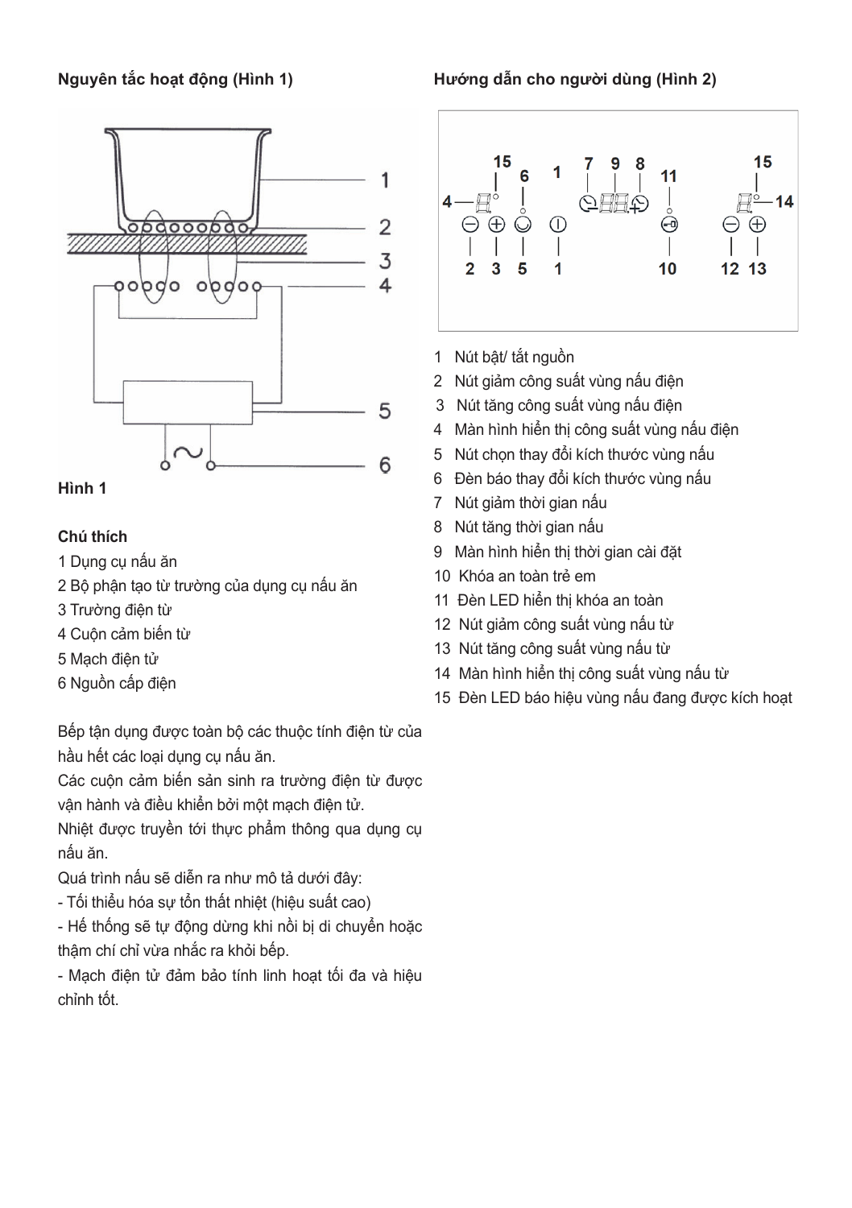## Nguyên tắc hoạt động (Hình 1)

Hình 1

**Chú thích**

1 Dụng cụ nấu ăn
2 Bộ phận tạo từ trường của dụng cụ nấu ăn
3 Trường điện từ
4 Cuộn cảm biến từ
5 Mạch điện tử
6 Nguồn cấp điện

Bếp tận dụng được toàn bộ các thuộc tính điện từ của hầu hết các loại dụng cụ nấu ăn.

Các cuộn cảm biến sản sinh ra trường điện từ được vận hành và điều khiển bởi một mạch điện tử.

Nhiệt được truyền tới thực phẩm thông qua dụng cụ nấu ăn.

Quá trình nấu sẽ diễn ra như mô tả dưới đây:

- Tối thiểu hóa sự tổn thất nhiệt (hiệu suất cao)
- Hệ thống sẽ tự động dừng khi nồi bị di chuyển hoặc thậm chí chỉ vừa nhấc ra khỏi bếp.
- Mạch điện tử đảm bảo tính linh hoạt tối đa và hiệu chỉnh tốt.

## Hướng dẫn cho người dùng (Hình 2)

1 Nút bật/ tắt nguồn
2 Nút giảm công suất vùng nấu điện
3 Nút tăng công suất vùng nấu điện
4 Màn hình hiển thị công suất vùng nấu điện
5 Nút chọn thay đổi kích thước vùng nấu
6 Đèn báo thay đổi kích thước vùng nấu
7 Nút giảm thời gian nấu
8 Nút tăng thời gian nấu
9 Màn hình hiển thị thời gian cài đặt
10 Khóa an toàn trẻ em
11 Đèn LED hiển thị khóa an toàn
12 Nút giảm công suất vùng nấu từ
13 Nút tăng công suất vùng nấu từ
14 Màn hình hiển thị công suất vùng nấu từ
15 Đèn LED báo hiệu vùng nấu đang được kích hoạt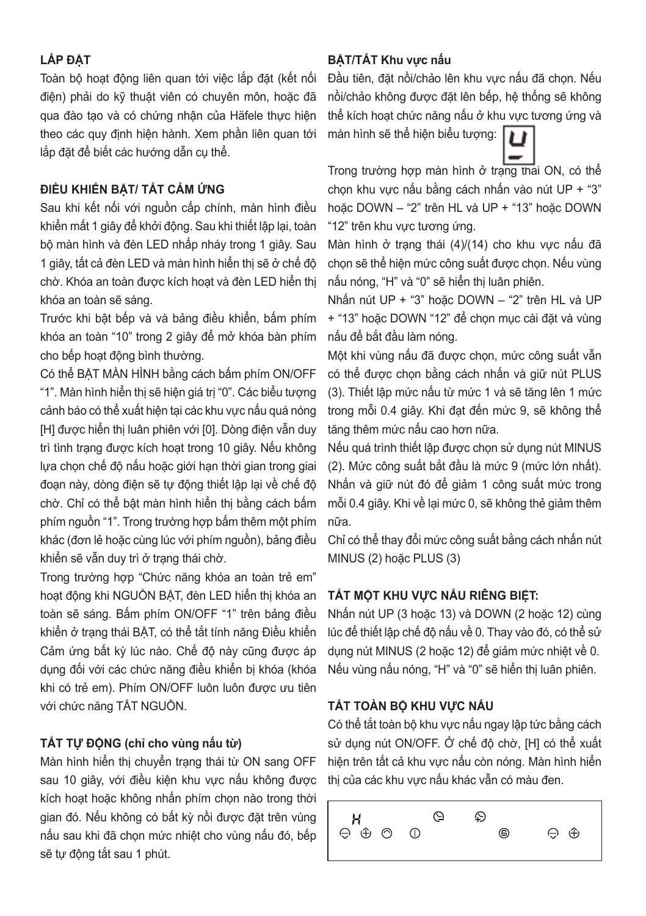**LẮP ĐẶT**

Toàn bộ hoạt động liên quan tới việc lắp đặt (kết nối điện) phải do kỹ thuật viên có chuyên môn, hoặc đã qua đào tạo và có chứng nhận của Häfele thực hiện theo các quy định hiện hành. Xem phần liên quan tới lắp đặt để biết các hướng dẫn cụ thể.

**ĐIỀU KHIỂN BẬT/ TẮT CẢM ỨNG**

Sau khi kết nối với nguồn cấp chính, màn hình điều khiển mất 1 giây để khởi động. Sau khi thiết lập lại, toàn bộ màn hình và đèn LED nhấp nháy trong 1 giây. Sau 1 giây, tất cả đèn LED và màn hình hiển thị sẽ ở chế độ chờ. Khóa an toàn được kích hoạt và đèn LED hiển thị khóa an toàn sẽ sáng.

Trước khi bật bếp và và bảng điều khiển, bấm phím khóa an toàn "10" trong 2 giây để mở khóa bàn phím cho bếp hoạt động bình thường.

Có thể BẬT MÀN HÌNH bằng cách bấm phím ON/OFF "1". Màn hình hiển thị sẽ hiện giá trị "0". Các biểu tượng cảnh báo có thể xuất hiện tại các khu vực nấu quá nóng [H] được hiển thị luân phiên với [0]. Dòng điện vẫn duy trì tình trạng được kích hoạt trong 10 giây. Nếu không lựa chọn chế độ nấu hoặc giới hạn thời gian trong giai đoạn này, dòng điện sẽ tự động thiết lập lại về chế độ chờ. Chỉ có thể bật màn hình hiển thị bằng cách bấm phím nguồn "1". Trong trường hợp bấm thêm một phím khác (đơn lẻ hoặc cùng lúc với phím nguồn), bảng điều khiển sẽ vẫn duy trì ở trạng thái chờ.

Trong trường hợp "Chức năng khóa an toàn trẻ em" hoạt động khi NGUỒN BẬT, đèn LED hiển thị khóa an toàn sẽ sáng. Bấm phím ON/OFF "1" trên bảng điều khiển ở trạng thái BẬT, có thể tắt tính năng Điều khiển Cảm ứng bất kỳ lúc nào. Chế độ này cũng được áp dụng đối với các chức năng điều khiển bị khóa (khóa khi có trẻ em). Phím ON/OFF luôn luôn được ưu tiên với chức năng TẮT NGUỒN.

**TẮT TỰ ĐỘNG (chỉ cho vùng nấu từ)**

Màn hình hiển thị chuyển trạng thái từ ON sang OFF sau 10 giây, với điều kiện khu vực nấu không được kích hoạt hoặc không nhấn phím chọn nào trong thời gian đó. Nếu không có bất kỳ nồi được đặt trên vùng nấu sau khi đã chọn mức nhiệt cho vùng nấu đó, bếp sẽ tự động tắt sau 1 phút.

**BẬT/TẮT Khu vực nấu**

Đầu tiên, đặt nồi/chảo lên khu vực nấu đã chọn. Nếu nồi/chảo không được đặt lên bếp, hệ thống sẽ không thể kích hoạt chức năng nấu ở khu vực tương ứng và màn hình sẽ thể hiện biểu tượng:

Trong trường hợp màn hình ở trạng thái ON, có thể chọn khu vực nấu bằng cách nhấn vào nút UP + "3" hoặc DOWN – "2" trên HL và UP + "13" hoặc DOWN "12" trên khu vực tương ứng.

Màn hình ở trạng thái (4)/(14) cho khu vực nấu đã chọn sẽ thể hiện mức công suất được chọn. Nếu vùng nấu nóng, "H" và "0" sẽ hiển thị luân phiên.

Nhấn nút UP + "3" hoặc DOWN – "2" trên HL và UP + "13" hoặc DOWN "12" để chọn mục cài đặt và vùng nấu để bắt đầu làm nóng.

Một khi vùng nấu đã được chọn, mức công suất vẫn có thể được chọn bằng cách nhấn và giữ nút PLUS (3). Thiết lập mức nấu từ mức 1 và sẽ tăng lên 1 mức trong mỗi 0.4 giây. Khi đạt đến mức 9, sẽ không thể tăng thêm mức nấu cao hơn nữa.

Nếu quá trình thiết lập được chọn sử dụng nút MINUS (2). Mức công suất bắt đầu là mức 9 (mức lớn nhất). Nhấn và giữ nút đó để giảm 1 công suất mức trong mỗi 0.4 giây. Khi về lại mức 0, sẽ không thẻ giảm thêm nữa.

Chỉ có thể thay đổi mức công suất bằng cách nhấn nút MINUS (2) hoặc PLUS (3)

**TẮT MỘT KHU VỰC NẤU RIÊNG BIỆT:**

Nhấn nút UP (3 hoặc 13) và DOWN (2 hoặc 12) cùng lúc để thiết lập chế độ nấu về 0. Thay vào đó, có thể sử dụng nút MINUS (2 hoặc 12) để giảm mức nhiệt về 0. Nếu vùng nấu nóng, "H" và "0" sẽ hiển thị luân phiên.

**TẮT TOÀN BỘ KHU VỰC NẤU**

Có thể tắt toàn bộ khu vực nấu ngay lập tức bằng cách sử dụng nút ON/OFF. Ở chế độ chờ, [H] có thể xuất hiện trên tất cả khu vực nấu còn nóng. Màn hình hiển thị của các khu vực nấu khác vẫn có màu đen.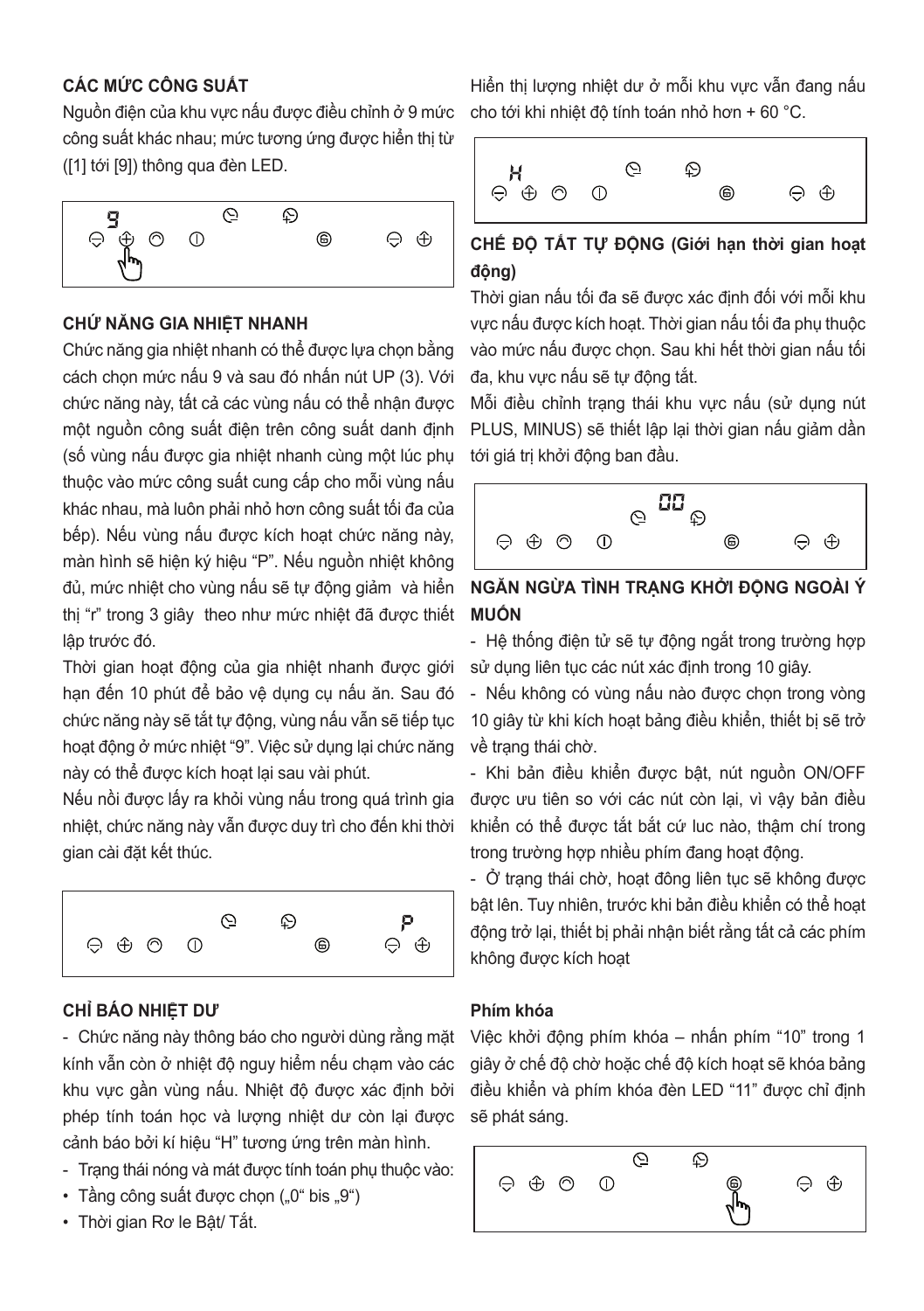## CÁC MỨC CÔNG SUẤT

Nguồn điện của khu vực nấu được điều chỉnh ở 9 mức công suất khác nhau; mức tương ứng được hiển thị từ ([1] tới [9]) thông qua đèn LED.

## CHỨ NĂNG GIA NHIỆT NHANH

Chức năng gia nhiệt nhanh có thể được lựa chọn bằng cách chọn mức nấu 9 và sau đó nhấn nút UP (3). Với chức năng này, tất cả các vùng nấu có thể nhận được một nguồn công suất điện trên công suất danh định (số vùng nấu được gia nhiệt nhanh cùng một lúc phụ thuộc vào mức công suất cung cấp cho mỗi vùng nấu khác nhau, mà luôn phải nhỏ hơn công suất tối đa của bếp). Nếu vùng nấu được kích hoạt chức năng này, màn hình sẽ hiện ký hiệu "P". Nếu nguồn nhiệt không đủ, mức nhiệt cho vùng nấu sẽ tự động giảm và hiển thị "r" trong 3 giây theo như mức nhiệt đã được thiết lập trước đó.

Thời gian hoạt động của gia nhiệt nhanh được giới hạn đến 10 phút để bảo vệ dụng cụ nấu ăn. Sau đó chức năng này sẽ tắt tự động, vùng nấu vẫn sẽ tiếp tục hoạt động ở mức nhiệt "9". Việc sử dụng lại chức năng này có thể được kích hoạt lại sau vài phút.

Nếu nồi được lấy ra khỏi vùng nấu trong quá trình gia nhiệt, chức năng này vẫn được duy trì cho đến khi thời gian cài đặt kết thúc.

## CHỈ BÁO NHIỆT DƯ

- Chức năng này thông báo cho người dùng rằng mặt kính vẫn còn ở nhiệt độ nguy hiểm nếu chạm vào các khu vực gần vùng nấu. Nhiệt độ được xác định bởi phép tính toán học và lượng nhiệt dư còn lại được cảnh báo bởi kí hiệu "H" tương ứng trên màn hình.
- Trạng thái nóng và mát được tính toán phụ thuộc vào:
- Tầng công suất được chọn („0" bis „9")
- Thời gian Rơ le Bật/ Tắt.

Hiển thị lượng nhiệt dư ở mỗi khu vực vẫn đang nấu cho tới khi nhiệt độ tính toán nhỏ hơn + 60 °C.

## CHẾ ĐỘ TẮT TỰ ĐỘNG (Giới hạn thời gian hoạt động)

Thời gian nấu tối đa sẽ được xác định đối với mỗi khu vực nấu được kích hoạt. Thời gian nấu tối đa phụ thuộc vào mức nấu được chọn. Sau khi hết thời gian nấu tối đa, khu vực nấu sẽ tự động tắt.

Mỗi điều chỉnh trạng thái khu vực nấu (sử dụng nút PLUS, MINUS) sẽ thiết lập lại thời gian nấu giảm dần tới giá trị khởi động ban đầu.

## NGĂN NGỪA TÌNH TRẠNG KHỞI ĐỘNG NGOÀI Ý MUỐN

- Hệ thống điện tử sẽ tự động ngắt trong trường hợp sử dụng liên tục các nút xác định trong 10 giây.
- Nếu không có vùng nấu nào được chọn trong vòng 10 giây từ khi kích hoạt bảng điều khiển, thiết bị sẽ trở về trạng thái chờ.
- Khi bản điều khiển được bật, nút nguồn ON/OFF được ưu tiên so với các nút còn lại, vì vậy bản điều khiển có thể được tắt bắt cứ luc nào, thậm chí trong trong trường hợp nhiều phím đang hoạt động.
- Ở trạng thái chờ, hoạt đông liên tục sẽ không được bật lên. Tuy nhiên, trước khi bản điều khiển có thể hoạt động trở lại, thiết bị phải nhận biết rằng tất cả các phím không được kích hoạt

### Phím khóa

Việc khởi động phím khóa – nhấn phím "10" trong 1 giây ở chế độ chờ hoặc chế độ kích hoạt sẽ khóa bảng điều khiển và phím khóa đèn LED "11" được chỉ định sẽ phát sáng.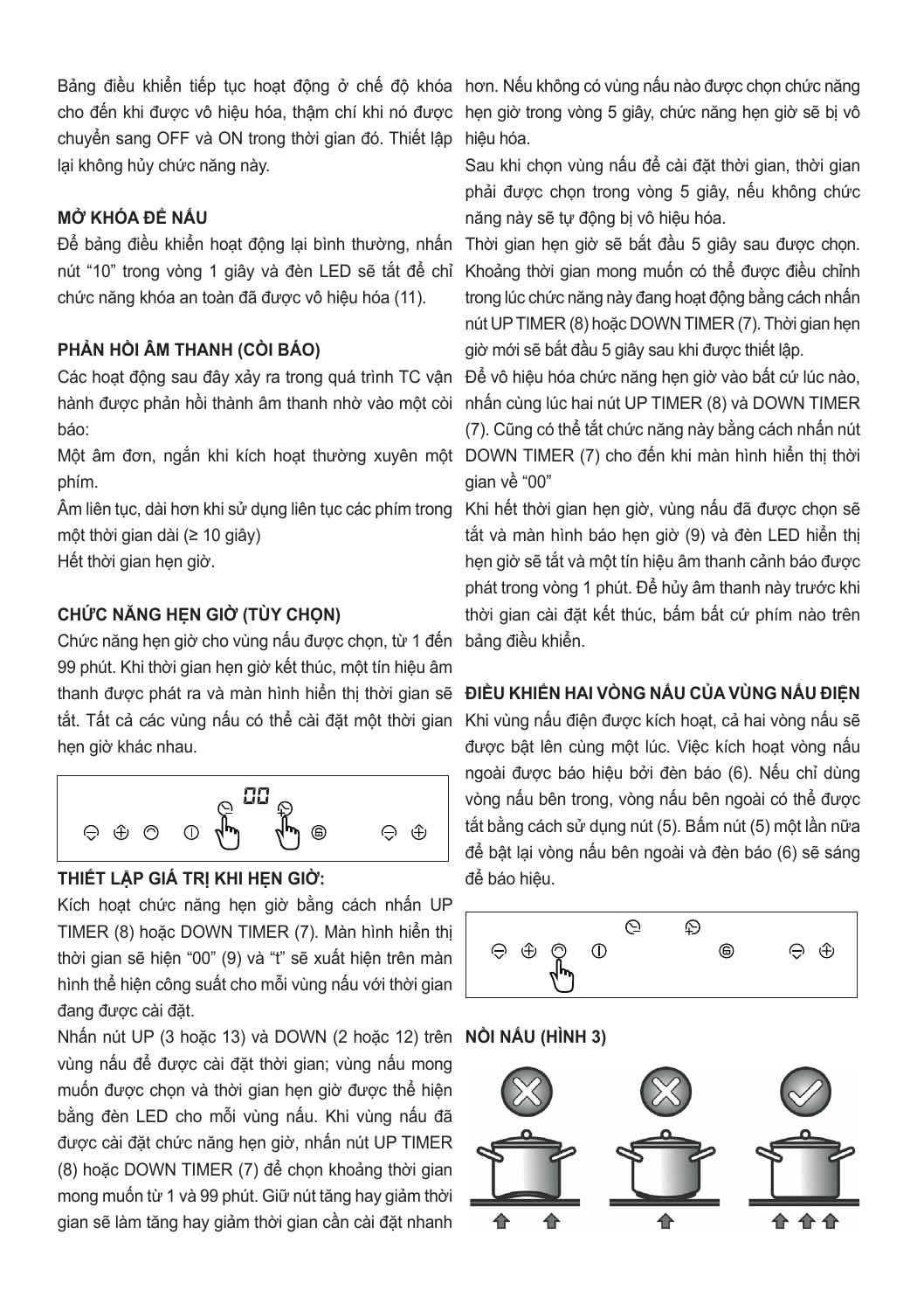Bảng điều khiển tiếp tục hoạt động ở chế độ khóa cho đến khi được vô hiệu hóa, thậm chí khi nó được chuyển sang OFF và ON trong thời gian đó. Thiết lập lại không hủy chức năng này.

**MỞ KHÓA ĐỂ NẤU**

Để bảng điều khiển hoạt động lại bình thường, nhấn nút "10" trong vòng 1 giây và đèn LED sẽ tắt để chỉ chức năng khóa an toàn đã được vô hiệu hóa (11).

**PHẢN HỒI ÂM THANH (CÒI BÁO)**

Các hoạt động sau đây xảy ra trong quá trình TC vận hành được phản hồi thành âm thanh nhờ vào một còi báo:

Một âm đơn, ngắn khi kích hoạt thường xuyên một phím.

Âm liên tục, dài hơn khi sử dụng liên tục các phím trong một thời gian dài (≥ 10 giây)

Hết thời gian hẹn giờ.

**CHỨC NĂNG HẸN GIỜ (TÙY CHỌN)**

Chức năng hẹn giờ cho vùng nấu được chọn, từ 1 đến 99 phút. Khi thời gian hẹn giờ kết thúc, một tín hiệu âm thanh được phát ra và màn hình hiển thị thời gian sẽ tắt. Tất cả các vùng nấu có thể cài đặt một thời gian hẹn giờ khác nhau.

**THIẾT LẬP GIÁ TRỊ KHI HẸN GIỜ:**

Kích hoạt chức năng hẹn giờ bằng cách nhấn UP TIMER (8) hoặc DOWN TIMER (7). Màn hình hiển thị thời gian sẽ hiện "00" (9) và "t" sẽ xuất hiện trên màn hình thể hiện công suất cho mỗi vùng nấu với thời gian đang được cài đặt.

Nhấn nút UP (3 hoặc 13) và DOWN (2 hoặc 12) trên vùng nấu để được cài đặt thời gian; vùng nấu mong muốn được chọn và thời gian hẹn giờ được thể hiện bằng đèn LED cho mỗi vùng nấu. Khi vùng nấu đã được cài đặt chức năng hẹn giờ, nhấn nút UP TIMER (8) hoặc DOWN TIMER (7) để chọn khoảng thời gian mong muốn từ 1 và 99 phút. Giữ nút tăng hay giảm thời gian sẽ làm tăng hay giảm thời gian cần cài đặt nhanh hơn. Nếu không có vùng nấu nào được chọn chức năng hẹn giờ trong vòng 5 giây, chức năng hẹn giờ sẽ bị vô hiệu hóa.

Sau khi chọn vùng nấu để cài đặt thời gian, thời gian phải được chọn trong vòng 5 giây, nếu không chức năng này sẽ tự động bị vô hiệu hóa.

Thời gian hẹn giờ sẽ bắt đầu 5 giây sau được chọn. Khoảng thời gian mong muốn có thể được điều chỉnh trong lúc chức năng này đang hoạt động bằng cách nhấn nút UP TIMER (8) hoặc DOWN TIMER (7). Thời gian hẹn giờ mới sẽ bắt đầu 5 giây sau khi được thiết lập.

Để vô hiệu hóa chức năng hẹn giờ vào bất cứ lúc nào, nhấn cùng lúc hai nút UP TIMER (8) và DOWN TIMER (7). Cũng có thể tắt chức năng này bằng cách nhấn nút DOWN TIMER (7) cho đến khi màn hình hiển thị thời gian về "00"

Khi hết thời gian hẹn giờ, vùng nấu đã được chọn sẽ tắt và màn hình báo hẹn giờ (9) và đèn LED hiển thị hẹn giờ sẽ tắt và một tín hiệu âm thanh cảnh báo được phát trong vòng 1 phút. Để hủy âm thanh này trước khi thời gian cài đặt kết thúc, bấm bất cứ phím nào trên bảng điều khiển.

**ĐIỀU KHIỂN HAI VÒNG NẤU CỦA VÙNG NẤU ĐIỆN**

Khi vùng nấu điện được kích hoạt, cả hai vòng nấu sẽ được bật lên cùng một lúc. Việc kích hoạt vòng nấu ngoài được báo hiệu bởi đèn báo (6). Nếu chỉ dùng vòng nấu bên trong, vòng nấu bên ngoài có thể được tắt bằng cách sử dụng nút (5). Bấm nút (5) một lần nữa để bật lại vòng nấu bên ngoài và đèn báo (6) sẽ sáng để báo hiệu.

**NỒI NẤU (HÌNH 3)**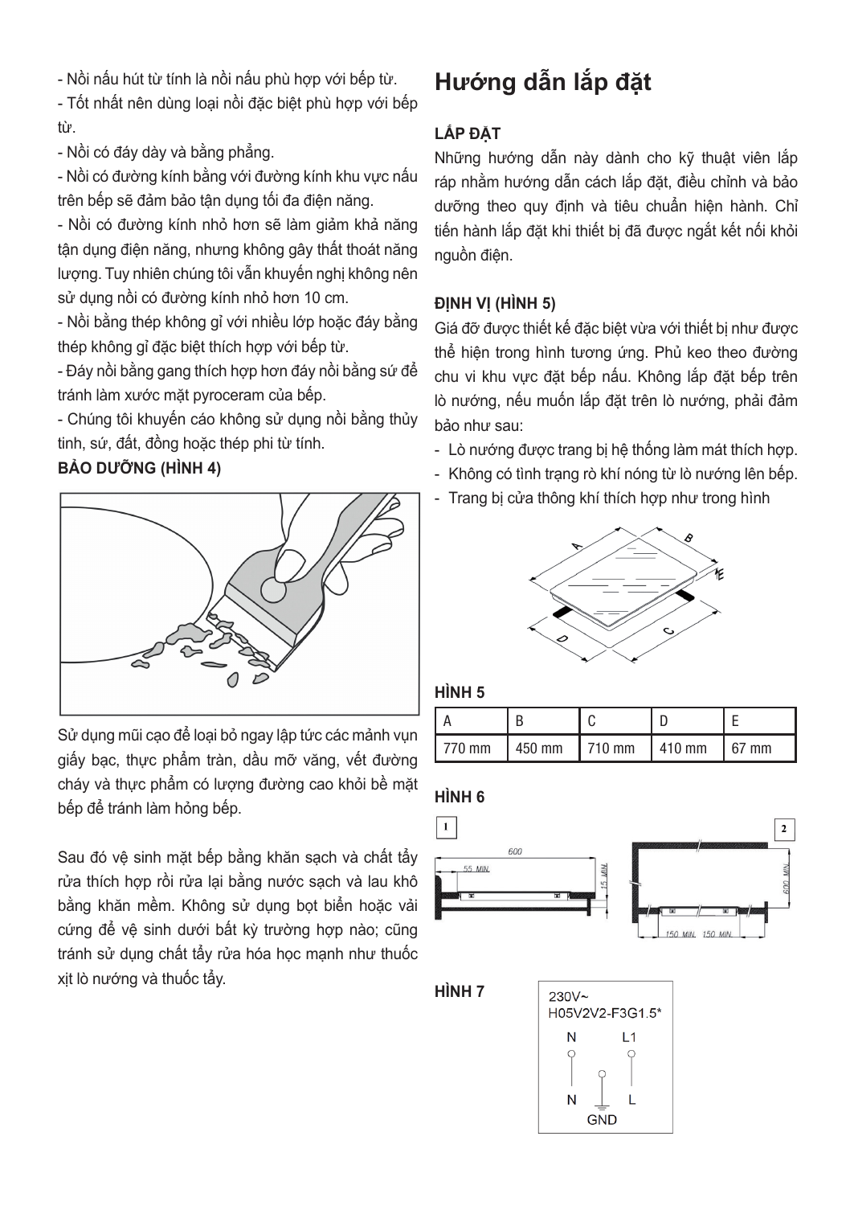- Nồi nấu hút từ tính là nồi nấu phù hợp với bếp từ.
- Tốt nhất nên dùng loại nồi đặc biệt phù hợp với bếp từ.
- Nồi có đáy dày và bằng phẳng.
- Nồi có đường kính bằng với đường kính khu vực nấu trên bếp sẽ đảm bảo tận dụng tối đa điện năng.
- Nồi có đường kính nhỏ hơn sẽ làm giảm khả năng tận dụng điện năng, nhưng không gây thất thoát năng lượng. Tuy nhiên chúng tôi vẫn khuyến nghị không nên sử dụng nồi có đường kính nhỏ hơn 10 cm.
- Nồi bằng thép không gỉ với nhiều lớp hoặc đáy bằng thép không gỉ đặc biệt thích hợp với bếp từ.
- Đáy nồi bằng gang thích hợp hơn đáy nồi bằng sứ để tránh làm xước mặt pyroceram của bếp.
- Chúng tôi khuyến cáo không sử dụng nồi bằng thủy tinh, sứ, đất, đồng hoặc thép phi từ tính.

**BẢO DƯỠNG (HÌNH 4)**

Sử dụng mũi cạo để loại bỏ ngay lập tức các mảnh vụn giấy bạc, thực phẩm tràn, dầu mỡ văng, vết đường cháy và thực phẩm có lượng đường cao khỏi bề mặt bếp để tránh làm hỏng bếp.

Sau đó vệ sinh mặt bếp bằng khăn sạch và chất tẩy rửa thích hợp rồi rửa lại bằng nước sạch và lau khô bằng khăn mềm. Không sử dụng bọt biển hoặc vải cứng để vệ sinh dưới bất kỳ trường hợp nào; cũng tránh sử dụng chất tẩy rửa hóa học mạnh như thuốc xịt lò nướng và thuốc tẩy.

# Hướng dẫn lắp đặt

**LẮP ĐẶT**

Những hướng dẫn này dành cho kỹ thuật viên lắp ráp nhằm hướng dẫn cách lắp đặt, điều chỉnh và bảo dưỡng theo quy định và tiêu chuẩn hiện hành. Chỉ tiến hành lắp đặt khi thiết bị đã được ngắt kết nối khỏi nguồn điện.

**ĐỊNH VỊ (HÌNH 5)**

Giá đỡ được thiết kế đặc biệt vừa với thiết bị như được thể hiện trong hình tương ứng. Phủ keo theo đường chu vi khu vực đặt bếp nấu. Không lắp đặt bếp trên lò nướng, nếu muốn lắp đặt trên lò nướng, phải đảm bảo như sau:

- Lò nướng được trang bị hệ thống làm mát thích hợp.
- Không có tình trạng rò khí nóng từ lò nướng lên bếp.
- Trang bị cửa thông khí thích hợp như trong hình

**HÌNH 5**

| A | B | C | D | E |
|---|---|---|---|---|
| 770 mm | 450 mm | 710 mm | 410 mm | 67 mm |

**HÌNH 6**

**HÌNH 7**

230V~
H05V2V2-F3G1.5*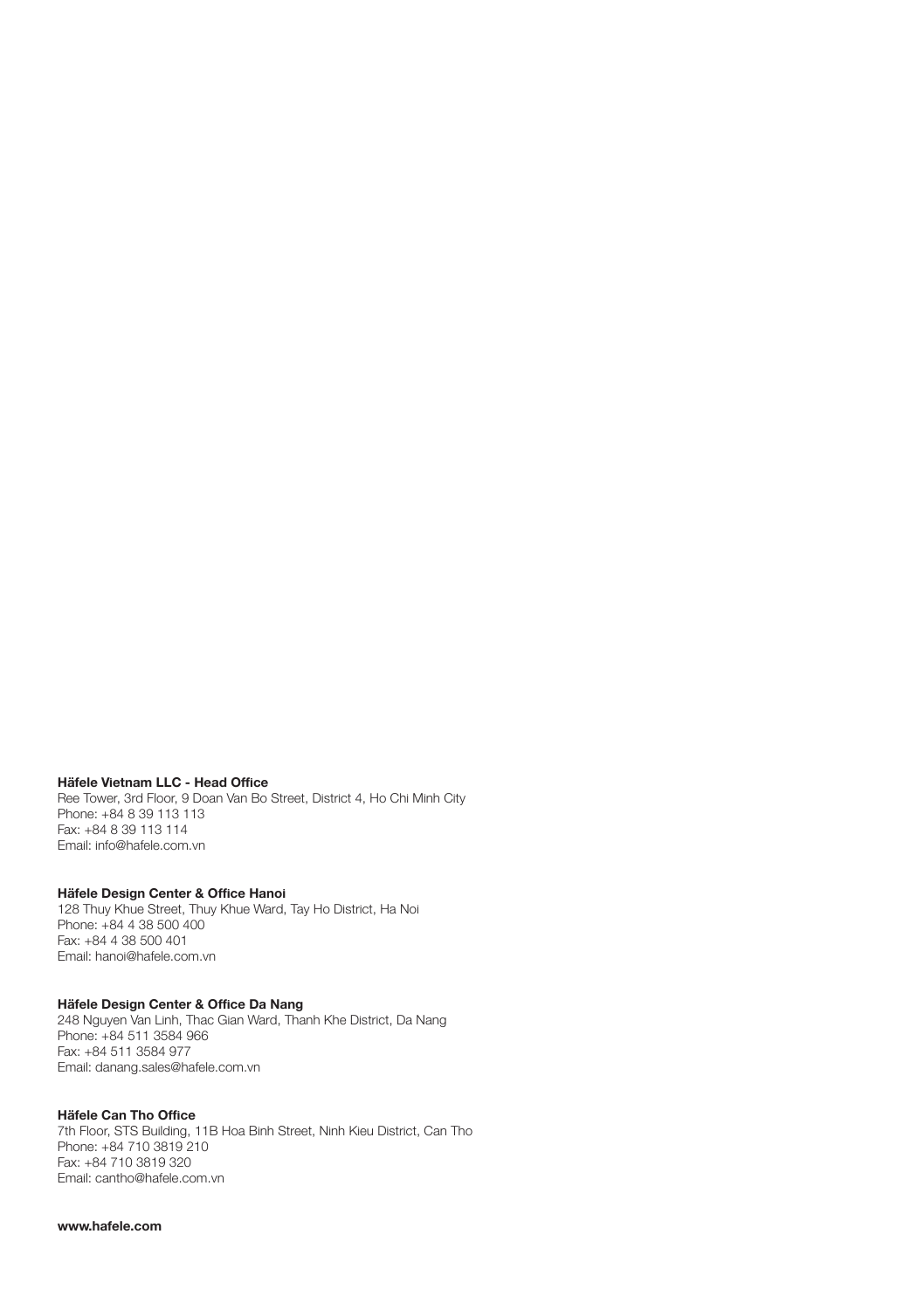**Häfele Vietnam LLC - Head Office**
Ree Tower, 3rd Floor, 9 Doan Van Bo Street, District 4, Ho Chi Minh City
Phone: +84 8 39 113 113
Fax: +84 8 39 113 114
Email: info@hafele.com.vn

**Häfele Design Center & Office Hanoi**
128 Thuy Khue Street, Thuy Khue Ward, Tay Ho District, Ha Noi
Phone: +84 4 38 500 400
Fax: +84 4 38 500 401
Email: hanoi@hafele.com.vn

**Häfele Design Center & Office Da Nang**
248 Nguyen Van Linh, Thac Gian Ward, Thanh Khe District, Da Nang
Phone: +84 511 3584 966
Fax: +84 511 3584 977
Email: danang.sales@hafele.com.vn

**Häfele Can Tho Office**
7th Floor, STS Building, 11B Hoa Binh Street, Ninh Kieu District, Can Tho
Phone: +84 710 3819 210
Fax: +84 710 3819 320
Email: cantho@hafele.com.vn

**www.hafele.com**